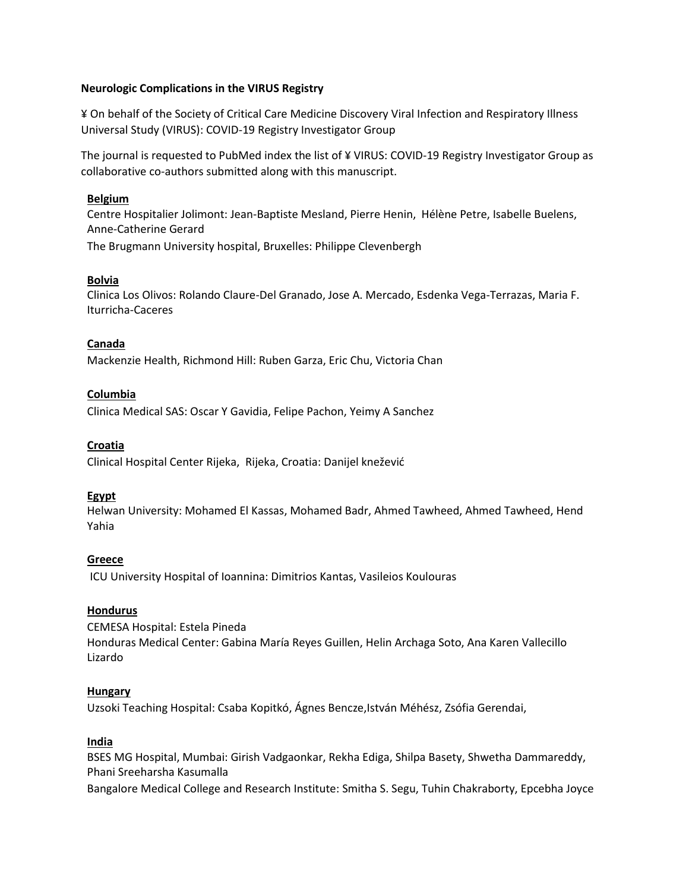**Neurologic Complications in the VIRUS Registry**

¥ On behalf of the Society of Critical Care Medicine Discovery Viral Infection and Respiratory Illness Universal Study (VIRUS): COVID-19 Registry Investigator Group

The journal is requested to PubMed index the list of ¥ VIRUS: COVID-19 Registry Investigator Group as collaborative co-authors submitted along with this manuscript.

**Belgium**

Centre Hospitalier Jolimont: Jean-Baptiste Mesland, Pierre Henin, Hélène Petre, Isabelle Buelens, Anne-Catherine Gerard

The Brugmann University hospital, Bruxelles: Philippe Clevenbergh

**Bolvia**

Clinica Los Olivos: Rolando Claure-Del Granado, Jose A. Mercado, Esdenka Vega-Terrazas, Maria F. Iturricha-Caceres

**Canada**

Mackenzie Health, Richmond Hill: Ruben Garza, Eric Chu, Victoria Chan

**Columbia**

Clinica Medical SAS: Oscar Y Gavidia, Felipe Pachon, Yeimy A Sanchez

**Croatia**

Clinical Hospital Center Rijeka, Rijeka, Croatia: Danijel knežević

**Egypt**

Helwan University: Mohamed El Kassas, Mohamed Badr, Ahmed Tawheed, Ahmed Tawheed, Hend Yahia

**Greece**

ICU University Hospital of Ioannina: Dimitrios Kantas, Vasileios Koulouras

**Honduras**

CEMESA Hospital: Estela Pineda

Honduras Medical Center: Gabina María Reyes Guillen, Helin Archaga Soto, Ana Karen Vallecillo Lizardo

**Hungary**

Uzsoki Teaching Hospital: Csaba Kopitkó, Ágnes Bencze,István Méhész, Zsófia Gerendai,

**India**

BSES MG Hospital, Mumbai: Girish Vadgaonkar, Rekha Ediga, Shilpa Basety, Shwetha Dammareddy, Phani Sreeharsha Kasumalla

Bangalore Medical College and Research Institute: Smitha S. Segu, Tuhin Chakraborty, Epcebha Joyce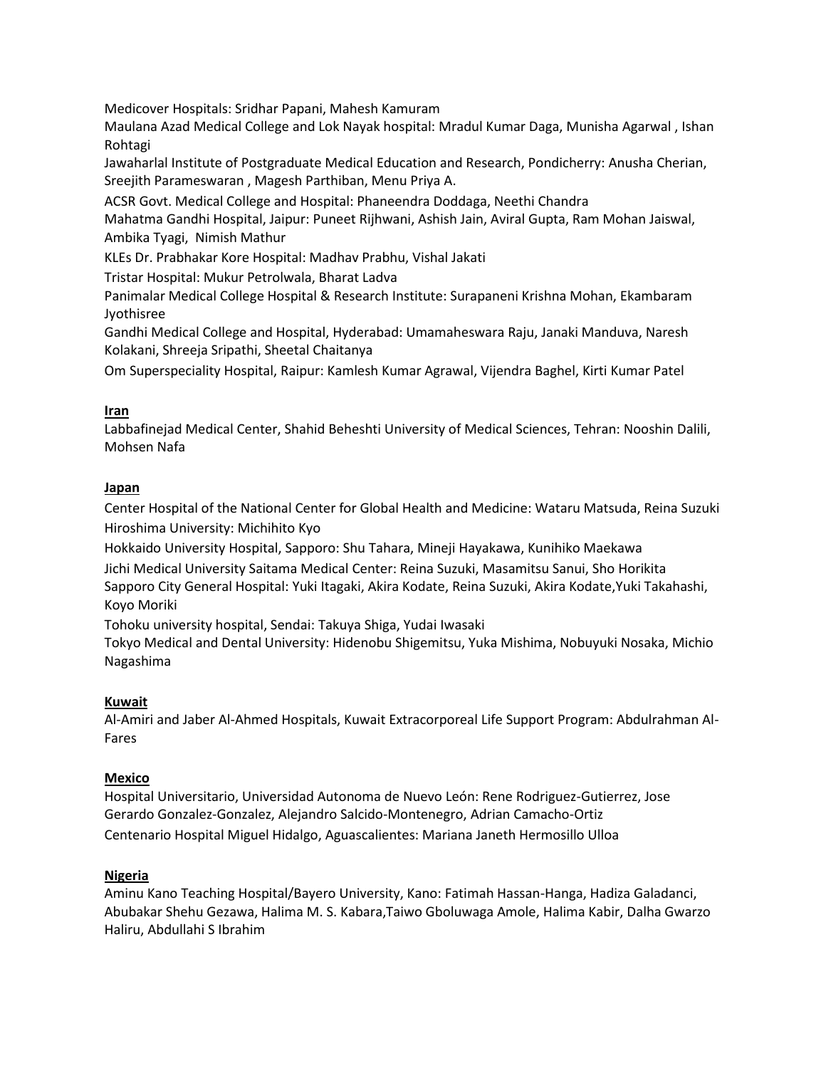Medicover Hospitals: Sridhar Papani, Mahesh Kamuram

Maulana Azad Medical College and Lok Nayak hospital: Mradul Kumar Daga, Munisha Agarwal , Ishan Rohtagi

Jawaharlal Institute of Postgraduate Medical Education and Research, Pondicherry: Anusha Cherian, Sreejith Parameswaran , Magesh Parthiban, Menu Priya A.

ACSR Govt. Medical College and Hospital: Phaneendra Doddaga, Neethi Chandra

Mahatma Gandhi Hospital, Jaipur: Puneet Rijhwani, Ashish Jain, Aviral Gupta, Ram Mohan Jaiswal, Ambika Tyagi, Nimish Mathur

KLEs Dr. Prabhakar Kore Hospital: Madhav Prabhu, Vishal Jakati

Tristar Hospital: Mukur Petrolwala, Bharat Ladva

Panimalar Medical College Hospital & Research Institute: Surapaneni Krishna Mohan, Ekambaram Jyothisree

Gandhi Medical College and Hospital, Hyderabad: Umamaheswara Raju, Janaki Manduva, Naresh Kolakani, Shreeja Sripathi, Sheetal Chaitanya

Om Superspeciality Hospital, Raipur: Kamlesh Kumar Agrawal, Vijendra Baghel, Kirti Kumar Patel

**Iran**

Labbafinejad Medical Center, Shahid Beheshti University of Medical Sciences, Tehran: Nooshin Dalili, Mohsen Nafa

**Japan**

Center Hospital of the National Center for Global Health and Medicine: Wataru Matsuda, Reina Suzuki

Hiroshima University: Michihito Kyo

Hokkaido University Hospital, Sapporo: Shu Tahara, Mineji Hayakawa, Kunihiko Maekawa

Jichi Medical University Saitama Medical Center: Reina Suzuki, Masamitsu Sanui, Sho Horikita

Sapporo City General Hospital: Yuki Itagaki, Akira Kodate, Reina Suzuki, Akira Kodate,Yuki Takahashi, Koyo Moriki

Tohoku university hospital, Sendai: Takuya Shiga, Yudai Iwasaki

Tokyo Medical and Dental University: Hidenobu Shigemitsu, Yuka Mishima, Nobuyuki Nosaka, Michio Nagashima

**Kuwait**

Al-Amiri and Jaber Al-Ahmed Hospitals, Kuwait Extracorporeal Life Support Program: Abdulrahman Al-Fares

**Mexico**

Hospital Universitario, Universidad Autonoma de Nuevo León: Rene Rodriguez-Gutierrez, Jose Gerardo Gonzalez-Gonzalez, Alejandro Salcido-Montenegro, Adrian Camacho-Ortiz

Centenario Hospital Miguel Hidalgo, Aguascalientes: Mariana Janeth Hermosillo Ulloa

**Nigeria**

Aminu Kano Teaching Hospital/Bayero University, Kano: Fatimah Hassan-Hanga, Hadiza Galadanci, Abubakar Shehu Gezawa, Halima M. S. Kabara,Taiwo Gboluwaga Amole, Halima Kabir, Dalha Gwarzo Haliru, Abdullahi S Ibrahim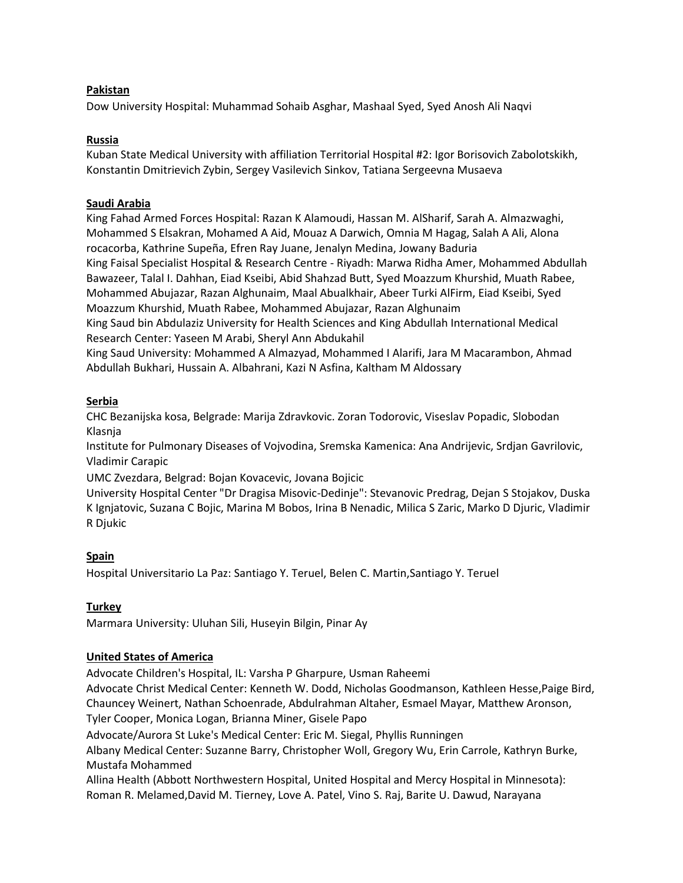**Pakistan**

Dow University Hospital: Muhammad Sohaib Asghar, Mashaal Syed, Syed Anosh Ali Naqvi

**Russia**

Kuban State Medical University with affiliation Territorial Hospital #2: Igor Borisovich Zabolotskikh, Konstantin Dmitrievich Zybin, Sergey Vasilevich Sinkov, Tatiana Sergeevna Musaeva

**Saudi Arabia**

King Fahad Armed Forces Hospital: Razan K Alamoudi, Hassan M. AlSharif, Sarah A. Almazwaghi, Mohammed S Elsakran, Mohamed A Aid, Mouaz A Darwich, Omnia M Hagag, Salah A Ali, Alona rocacorba, Kathrine Supeña, Efren Ray Juane, Jenalyn Medina, Jowany Baduria

King Faisal Specialist Hospital & Research Centre - Riyadh: Marwa Ridha Amer, Mohammed Abdullah Bawazeer, Talal I. Dahhan, Eiad Kseibi, Abid Shahzad Butt, Syed Moazzum Khurshid, Muath Rabee, Mohammed Abujazar, Razan Alghunaim, Maal Abualkhair, Abeer Turki AlFirm, Eiad Kseibi, Syed Moazzum Khurshid, Muath Rabee, Mohammed Abujazar, Razan Alghunaim

King Saud bin Abdulaziz University for Health Sciences and King Abdullah International Medical Research Center: Yaseen M Arabi, Sheryl Ann Abdukahil

King Saud University: Mohammed A Almazyad, Mohammed I Alarifi, Jara M Macarambon, Ahmad Abdullah Bukhari, Hussain A. Albahrani, Kazi N Asfina, Kaltham M Aldossary

**Serbia**

CHC Bezanijska kosa, Belgrade: Marija Zdravkovic. Zoran Todorovic, Viseslav Popadic, Slobodan Klasnja

Institute for Pulmonary Diseases of Vojvodina, Sremska Kamenica: Ana Andrijevic, Srdjan Gavrilovic, Vladimir Carapic

UMC Zvezdara, Belgrad: Bojan Kovacevic, Jovana Bojicic

University Hospital Center "Dr Dragisa Misovic-Dedinje": Stevanovic Predrag, Dejan S Stojakov, Duska K Ignjatovic, Suzana C Bojic, Marina M Bobos, Irina B Nenadic, Milica S Zaric, Marko D Djuric, Vladimir R Djukic

**Spain**

Hospital Universitario La Paz: Santiago Y. Teruel, Belen C. Martin,Santiago Y. Teruel

**Turkey**

Marmara University: Uluhan Sili, Huseyin Bilgin, Pinar Ay

**United States of America**

Advocate Children's Hospital, IL: Varsha P Gharpure, Usman Raheemi

Advocate Christ Medical Center: Kenneth W. Dodd, Nicholas Goodmanson, Kathleen Hesse,Paige Bird, Chauncey Weinert, Nathan Schoenrade, Abdulrahman Altaher, Esmael Mayar, Matthew Aronson, Tyler Cooper, Monica Logan, Brianna Miner, Gisele Papo

Advocate/Aurora St Luke's Medical Center: Eric M. Siegal, Phyllis Runningen

Albany Medical Center: Suzanne Barry, Christopher Woll, Gregory Wu, Erin Carrole, Kathryn Burke, Mustafa Mohammed

Allina Health (Abbott Northwestern Hospital, United Hospital and Mercy Hospital in Minnesota): Roman R. Melamed,David M. Tierney, Love A. Patel, Vino S. Raj, Barite U. Dawud, Narayana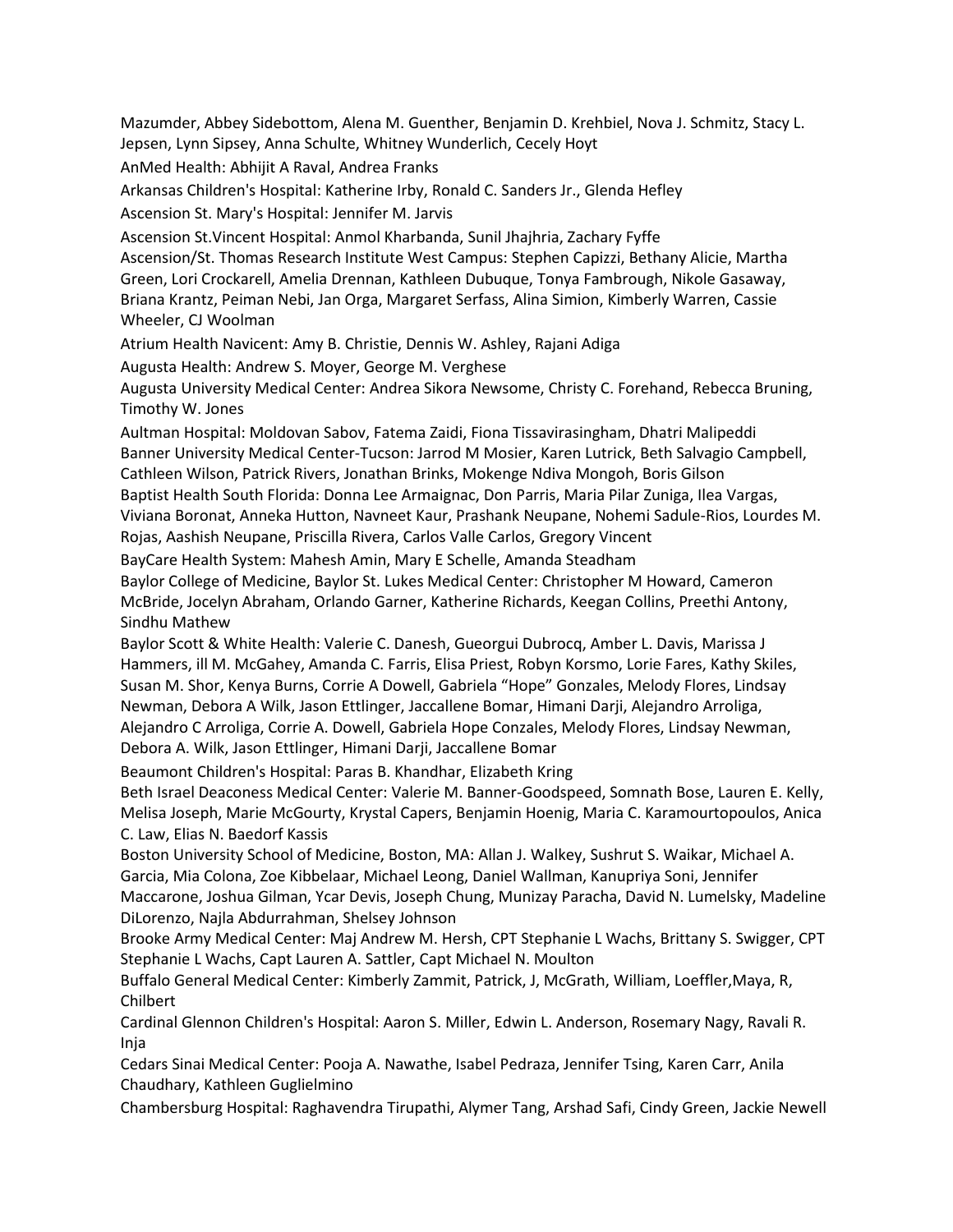Mazumder, Abbey Sidebottom, Alena M. Guenther, Benjamin D. Krehbiel, Nova J. Schmitz, Stacy L. Jepsen, Lynn Sipsey, Anna Schulte, Whitney Wunderlich, Cecely Hoyt

AnMed Health: Abhijit A Raval, Andrea Franks

Arkansas Children's Hospital: Katherine Irby, Ronald C. Sanders Jr., Glenda Hefley

Ascension St. Mary's Hospital: Jennifer M. Jarvis

Ascension St.Vincent Hospital: Anmol Kharbanda, Sunil Jhajhria, Zachary Fyffe

Ascension/St. Thomas Research Institute West Campus: Stephen Capizzi, Bethany Alicie, Martha Green, Lori Crockarell, Amelia Drennan, Kathleen Dubuque, Tonya Fambrough, Nikole Gasaway, Briana Krantz, Peiman Nebi, Jan Orga, Margaret Serfass, Alina Simion, Kimberly Warren, Cassie Wheeler, CJ Woolman

Atrium Health Navicent: Amy B. Christie, Dennis W. Ashley, Rajani Adiga

Augusta Health: Andrew S. Moyer, George M. Verghese

Augusta University Medical Center: Andrea Sikora Newsome, Christy C. Forehand, Rebecca Bruning, Timothy W. Jones

Aultman Hospital: Moldovan Sabov, Fatema Zaidi, Fiona Tissavirasingham, Dhatri Malipeddi

Banner University Medical Center-Tucson: Jarrod M Mosier, Karen Lutrick, Beth Salvagio Campbell, Cathleen Wilson, Patrick Rivers, Jonathan Brinks, Mokenge Ndiva Mongoh, Boris Gilson

Baptist Health South Florida: Donna Lee Armaignac, Don Parris, Maria Pilar Zuniga, Ilea Vargas, Viviana Boronat, Anneka Hutton, Navneet Kaur, Prashank Neupane, Nohemi Sadule-Rios, Lourdes M. Rojas, Aashish Neupane, Priscilla Rivera, Carlos Valle Carlos, Gregory Vincent

BayCare Health System: Mahesh Amin, Mary E Schelle, Amanda Steadham

Baylor College of Medicine, Baylor St. Lukes Medical Center: Christopher M Howard, Cameron McBride, Jocelyn Abraham, Orlando Garner, Katherine Richards, Keegan Collins, Preethi Antony, Sindhu Mathew

Baylor Scott & White Health: Valerie C. Danesh, Gueorgui Dubrocq, Amber L. Davis, Marissa J Hammers, ill M. McGahey, Amanda C. Farris, Elisa Priest, Robyn Korsmo, Lorie Fares, Kathy Skiles, Susan M. Shor, Kenya Burns, Corrie A Dowell, Gabriela "Hope" Gonzales, Melody Flores, Lindsay Newman, Debora A Wilk, Jason Ettlinger, Jaccallene Bomar, Himani Darji, Alejandro Arroliga, Alejandro C Arroliga, Corrie A. Dowell, Gabriela Hope Conzales, Melody Flores, Lindsay Newman, Debora A. Wilk, Jason Ettlinger, Himani Darji, Jaccallene Bomar

Beaumont Children's Hospital: Paras B. Khandhar, Elizabeth Kring

Beth Israel Deaconess Medical Center: Valerie M. Banner-Goodspeed, Somnath Bose, Lauren E. Kelly, Melisa Joseph, Marie McGourty, Krystal Capers, Benjamin Hoenig, Maria C. Karamourtopoulos, Anica C. Law, Elias N. Baedorf Kassis

Boston University School of Medicine, Boston, MA: Allan J. Walkey, Sushrut S. Waikar, Michael A. Garcia, Mia Colona, Zoe Kibbelaar, Michael Leong, Daniel Wallman, Kanupriya Soni, Jennifer Maccarone, Joshua Gilman, Ycar Devis, Joseph Chung, Munizay Paracha, David N. Lumelsky, Madeline DiLorenzo, Najla Abdurrahman, Shelsey Johnson

Brooke Army Medical Center: Maj Andrew M. Hersh, CPT Stephanie L Wachs, Brittany S. Swigger, CPT Stephanie L Wachs, Capt Lauren A. Sattler, Capt Michael N. Moulton

Buffalo General Medical Center: Kimberly Zammit, Patrick, J, McGrath, William, Loeffler,Maya, R, Chilbert

Cardinal Glennon Children's Hospital: Aaron S. Miller, Edwin L. Anderson, Rosemary Nagy, Ravali R. Inja

Cedars Sinai Medical Center: Pooja A. Nawathe, Isabel Pedraza, Jennifer Tsing, Karen Carr, Anila Chaudhary, Kathleen Guglielmino

Chambersburg Hospital: Raghavendra Tirupathi, Alymer Tang, Arshad Safi, Cindy Green, Jackie Newell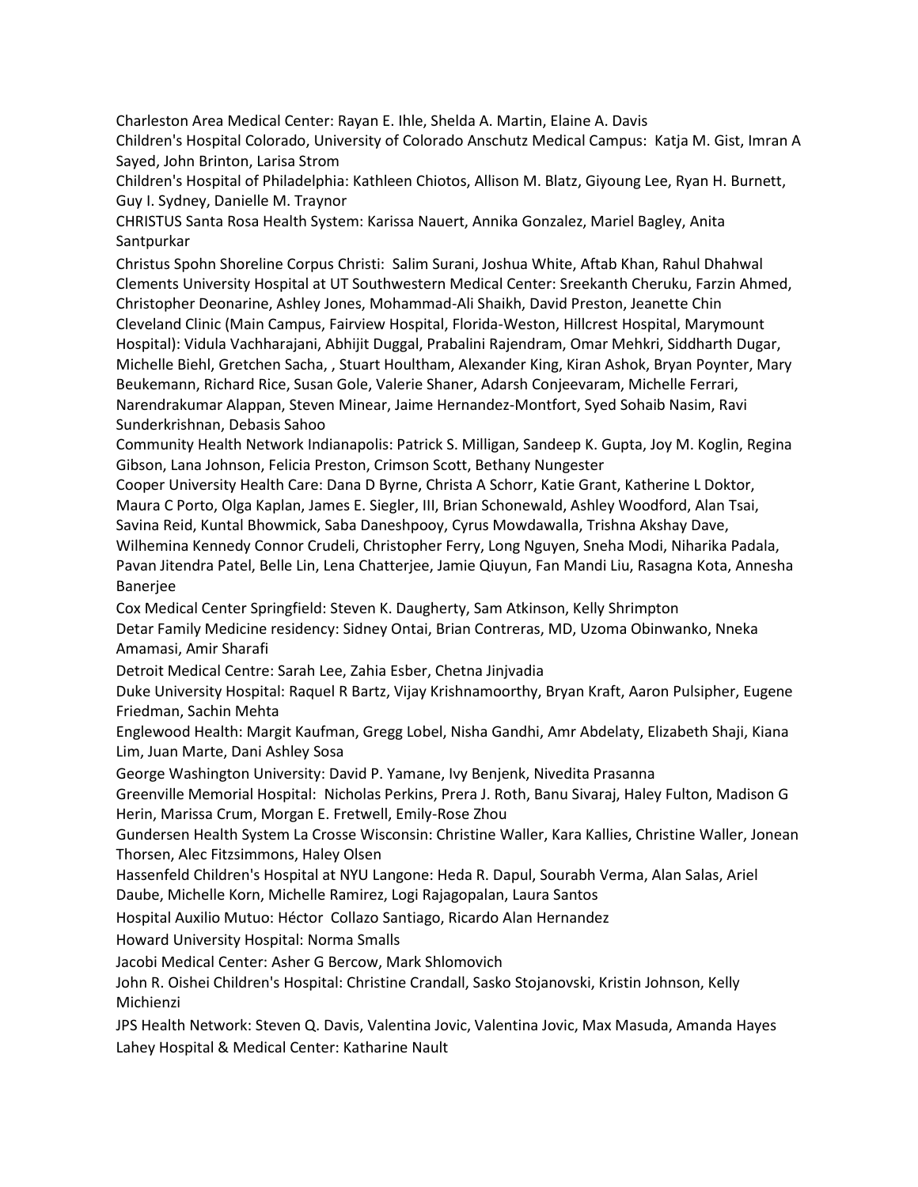Charleston Area Medical Center: Rayan E. Ihle, Shelda A. Martin, Elaine A. Davis

Children's Hospital Colorado, University of Colorado Anschutz Medical Campus: Katja M. Gist, Imran A Sayed, John Brinton, Larisa Strom

Children's Hospital of Philadelphia: Kathleen Chiotos, Allison M. Blatz, Giyoung Lee, Ryan H. Burnett, Guy I. Sydney, Danielle M. Traynor

CHRISTUS Santa Rosa Health System: Karissa Nauert, Annika Gonzalez, Mariel Bagley, Anita Santpurkar

Christus Spohn Shoreline Corpus Christi: Salim Surani, Joshua White, Aftab Khan, Rahul Dhahwal

Clements University Hospital at UT Southwestern Medical Center: Sreekanth Cheruku, Farzin Ahmed, Christopher Deonarine, Ashley Jones, Mohammad-Ali Shaikh, David Preston, Jeanette Chin

Cleveland Clinic (Main Campus, Fairview Hospital, Florida-Weston, Hillcrest Hospital, Marymount Hospital): Vidula Vachharajani, Abhijit Duggal, Prabalini Rajendram, Omar Mehkri, Siddharth Dugar, Michelle Biehl, Gretchen Sacha, , Stuart Houltham, Alexander King, Kiran Ashok, Bryan Poynter, Mary Beukemann, Richard Rice, Susan Gole, Valerie Shaner, Adarsh Conjeevaram, Michelle Ferrari, Narendrakumar Alappan, Steven Minear, Jaime Hernandez-Montfort, Syed Sohaib Nasim, Ravi Sunderkrishnan, Debasis Sahoo

Community Health Network Indianapolis: Patrick S. Milligan, Sandeep K. Gupta, Joy M. Koglin, Regina Gibson, Lana Johnson, Felicia Preston, Crimson Scott, Bethany Nungester

Cooper University Health Care: Dana D Byrne, Christa A Schorr, Katie Grant, Katherine L Doktor, Maura C Porto, Olga Kaplan, James E. Siegler, III, Brian Schonewald, Ashley Woodford, Alan Tsai, Savina Reid, Kuntal Bhowmick, Saba Daneshpooy, Cyrus Mowdawalla, Trishna Akshay Dave, Wilhemina Kennedy Connor Crudeli, Christopher Ferry, Long Nguyen, Sneha Modi, Niharika Padala, Pavan Jitendra Patel, Belle Lin, Lena Chatterjee, Jamie Qiuyun, Fan Mandi Liu, Rasagna Kota, Annesha Banerjee

Cox Medical Center Springfield: Steven K. Daugherty, Sam Atkinson, Kelly Shrimpton

Detar Family Medicine residency: Sidney Ontai, Brian Contreras, MD, Uzoma Obinwanko, Nneka Amamasi, Amir Sharafi

Detroit Medical Centre: Sarah Lee, Zahia Esber, Chetna Jinjvadia

Duke University Hospital: Raquel R Bartz, Vijay Krishnamoorthy, Bryan Kraft, Aaron Pulsipher, Eugene Friedman, Sachin Mehta

Englewood Health: Margit Kaufman, Gregg Lobel, Nisha Gandhi, Amr Abdelaty, Elizabeth Shaji, Kiana Lim, Juan Marte, Dani Ashley Sosa

George Washington University: David P. Yamane, Ivy Benjenk, Nivedita Prasanna

Greenville Memorial Hospital: Nicholas Perkins, Prera J. Roth, Banu Sivaraj, Haley Fulton, Madison G Herin, Marissa Crum, Morgan E. Fretwell, Emily-Rose Zhou

Gundersen Health System La Crosse Wisconsin: Christine Waller, Kara Kallies, Christine Waller, Jonean Thorsen, Alec Fitzsimmons, Haley Olsen

Hassenfeld Children's Hospital at NYU Langone: Heda R. Dapul, Sourabh Verma, Alan Salas, Ariel Daube, Michelle Korn, Michelle Ramirez, Logi Rajagopalan, Laura Santos

Hospital Auxilio Mutuo: Héctor Collazo Santiago, Ricardo Alan Hernandez

Howard University Hospital: Norma Smalls

Jacobi Medical Center: Asher G Bercow, Mark Shlomovich

John R. Oishei Children's Hospital: Christine Crandall, Sasko Stojanovski, Kristin Johnson, Kelly Michienzi

JPS Health Network: Steven Q. Davis, Valentina Jovic, Valentina Jovic, Max Masuda, Amanda Hayes

Lahey Hospital & Medical Center: Katharine Nault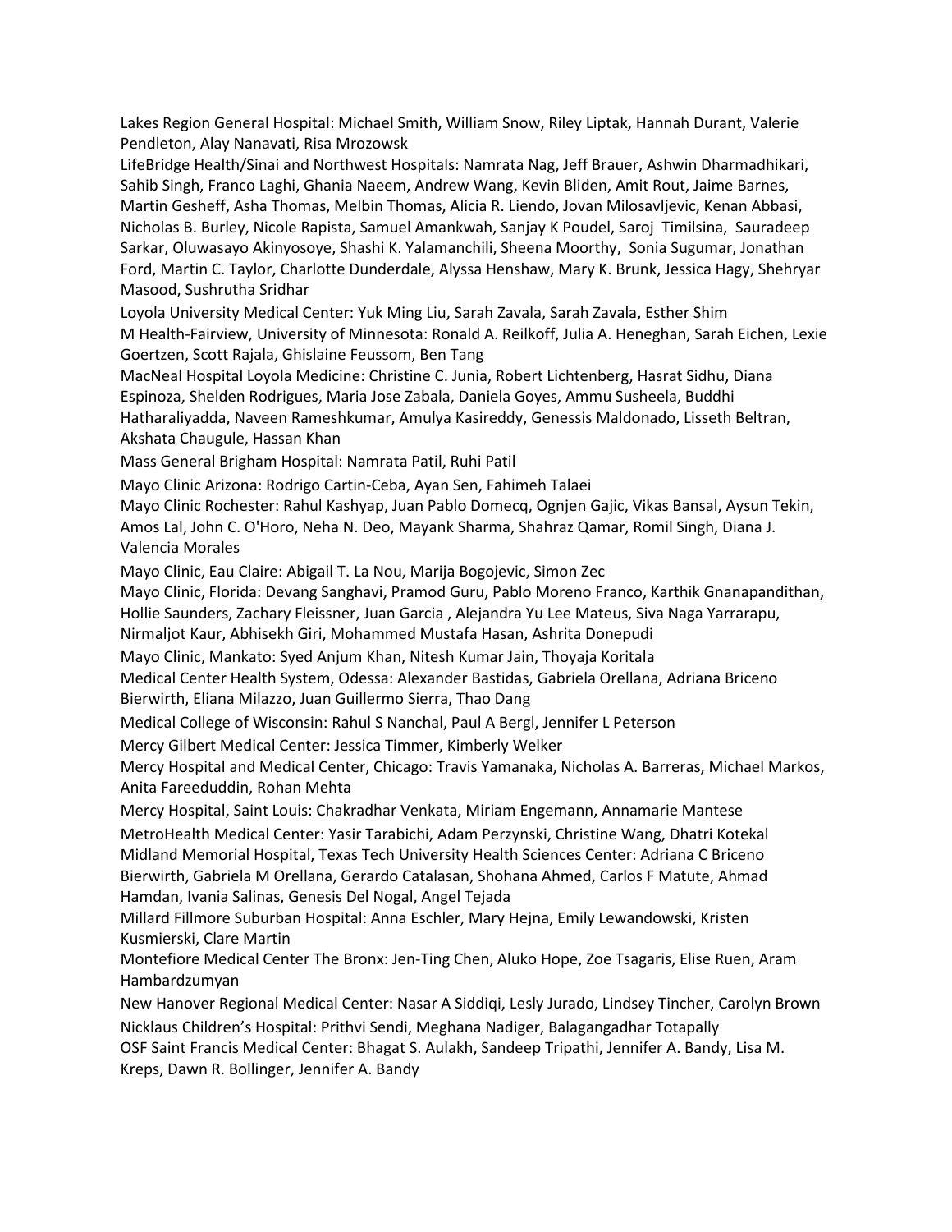Lakes Region General Hospital: Michael Smith, William Snow, Riley Liptak, Hannah Durant, Valerie Pendleton, Alay Nanavati, Risa Mrozowsk

LifeBridge Health/Sinai and Northwest Hospitals: Namrata Nag, Jeff Brauer, Ashwin Dharmadhikari, Sahib Singh, Franco Laghi, Ghania Naeem, Andrew Wang, Kevin Bliden, Amit Rout, Jaime Barnes, Martin Gesheff, Asha Thomas, Melbin Thomas, Alicia R. Liendo, Jovan Milosavljevic, Kenan Abbasi, Nicholas B. Burley, Nicole Rapista, Samuel Amankwah, Sanjay K Poudel, Saroj Timilsina, Sauradeep Sarkar, Oluwasayo Akinyosoye, Shashi K. Yalamanchili, Sheena Moorthy, Sonia Sugumar, Jonathan Ford, Martin C. Taylor, Charlotte Dunderdale, Alyssa Henshaw, Mary K. Brunk, Jessica Hagy, Shehryar Masood, Sushrutha Sridhar

Loyola University Medical Center: Yuk Ming Liu, Sarah Zavala, Sarah Zavala, Esther Shim

M Health-Fairview, University of Minnesota: Ronald A. Reilkoff, Julia A. Heneghan, Sarah Eichen, Lexie Goertzen, Scott Rajala, Ghislaine Feussom, Ben Tang

MacNeal Hospital Loyola Medicine: Christine C. Junia, Robert Lichtenberg, Hasrat Sidhu, Diana Espinoza, Shelden Rodrigues, Maria Jose Zabala, Daniela Goyes, Ammu Susheela, Buddhi Hatharaliyadda, Naveen Rameshkumar, Amulya Kasireddy, Genessis Maldonado, Lisseth Beltran, Akshata Chaugule, Hassan Khan

Mass General Brigham Hospital: Namrata Patil, Ruhi Patil

Mayo Clinic Arizona: Rodrigo Cartin-Ceba, Ayan Sen, Fahimeh Talaei

Mayo Clinic Rochester: Rahul Kashyap, Juan Pablo Domecq, Ognjen Gajic, Vikas Bansal, Aysun Tekin, Amos Lal, John C. O'Horo, Neha N. Deo, Mayank Sharma, Shahraz Qamar, Romil Singh, Diana J. Valencia Morales

Mayo Clinic, Eau Claire: Abigail T. La Nou, Marija Bogojevic, Simon Zec

Mayo Clinic, Florida: Devang Sanghavi, Pramod Guru, Pablo Moreno Franco, Karthik Gnanapandithan, Hollie Saunders, Zachary Fleissner, Juan Garcia , Alejandra Yu Lee Mateus, Siva Naga Yarrarapu, Nirmaljot Kaur, Abhisekh Giri, Mohammed Mustafa Hasan, Ashrita Donepudi

Mayo Clinic, Mankato: Syed Anjum Khan, Nitesh Kumar Jain, Thoyaja Koritala

Medical Center Health System, Odessa: Alexander Bastidas, Gabriela Orellana, Adriana Briceno Bierwirth, Eliana Milazzo, Juan Guillermo Sierra, Thao Dang

Medical College of Wisconsin: Rahul S Nanchal, Paul A Bergl, Jennifer L Peterson

Mercy Gilbert Medical Center: Jessica Timmer, Kimberly Welker

Mercy Hospital and Medical Center, Chicago: Travis Yamanaka, Nicholas A. Barreras, Michael Markos, Anita Fareeduddin, Rohan Mehta

Mercy Hospital, Saint Louis: Chakradhar Venkata, Miriam Engemann, Annamarie Mantese

MetroHealth Medical Center: Yasir Tarabichi, Adam Perzynski, Christine Wang, Dhatri Kotekal

Midland Memorial Hospital, Texas Tech University Health Sciences Center: Adriana C Briceno Bierwirth, Gabriela M Orellana, Gerardo Catalasan, Shohana Ahmed, Carlos F Matute, Ahmad Hamdan, Ivania Salinas, Genesis Del Nogal, Angel Tejada

Millard Fillmore Suburban Hospital: Anna Eschler, Mary Hejna, Emily Lewandowski, Kristen Kusmierski, Clare Martin

Montefiore Medical Center The Bronx: Jen-Ting Chen, Aluko Hope, Zoe Tsagaris, Elise Ruen, Aram Hambardzumyan

New Hanover Regional Medical Center: Nasar A Siddiqi, Lesly Jurado, Lindsey Tincher, Carolyn Brown

Nicklaus Children's Hospital: Prithvi Sendi, Meghana Nadiger, Balagangadhar Totapally

OSF Saint Francis Medical Center: Bhagat S. Aulakh, Sandeep Tripathi, Jennifer A. Bandy, Lisa M. Kreps, Dawn R. Bollinger, Jennifer A. Bandy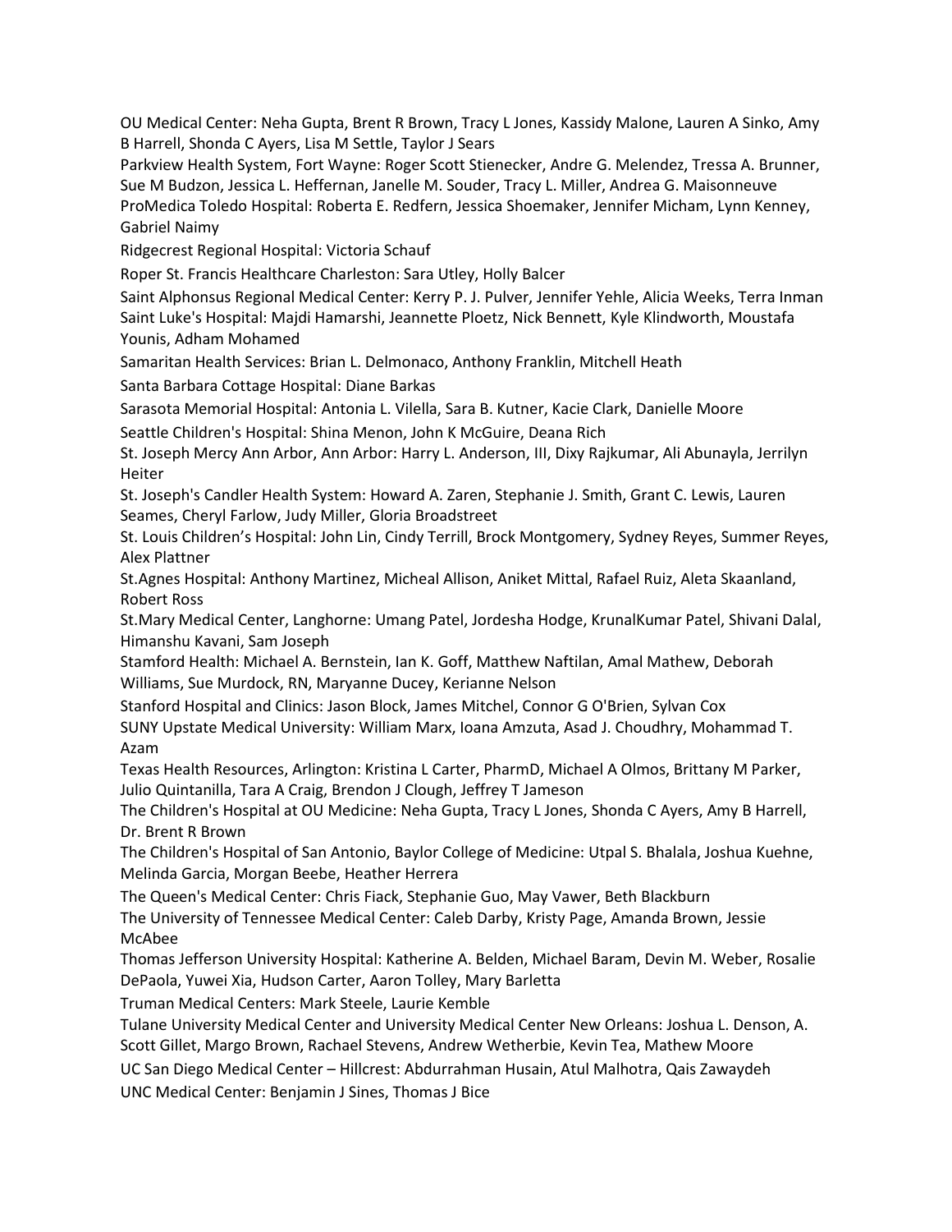OU Medical Center: Neha Gupta, Brent R Brown, Tracy L Jones, Kassidy Malone, Lauren A Sinko, Amy B Harrell, Shonda C Ayers, Lisa M Settle, Taylor J Sears

Parkview Health System, Fort Wayne: Roger Scott Stienecker, Andre G. Melendez, Tressa A. Brunner, Sue M Budzon, Jessica L. Heffernan, Janelle M. Souder, Tracy L. Miller, Andrea G. Maisonneuve

ProMedica Toledo Hospital: Roberta E. Redfern, Jessica Shoemaker, Jennifer Micham, Lynn Kenney, Gabriel Naimy

Ridgecrest Regional Hospital: Victoria Schauf

Roper St. Francis Healthcare Charleston: Sara Utley, Holly Balcer

Saint Alphonsus Regional Medical Center: Kerry P. J. Pulver, Jennifer Yehle, Alicia Weeks, Terra Inman

Saint Luke's Hospital: Majdi Hamarshi, Jeannette Ploetz, Nick Bennett, Kyle Klindworth, Moustafa Younis, Adham Mohamed

Samaritan Health Services: Brian L. Delmonaco, Anthony Franklin, Mitchell Heath

Santa Barbara Cottage Hospital: Diane Barkas

Sarasota Memorial Hospital: Antonia L. Vilella, Sara B. Kutner, Kacie Clark, Danielle Moore

Seattle Children's Hospital: Shina Menon, John K McGuire, Deana Rich

St. Joseph Mercy Ann Arbor, Ann Arbor: Harry L. Anderson, III, Dixy Rajkumar, Ali Abunayla, Jerrilyn Heiter

St. Joseph's Candler Health System: Howard A. Zaren, Stephanie J. Smith, Grant C. Lewis, Lauren Seames, Cheryl Farlow, Judy Miller, Gloria Broadstreet

St. Louis Children's Hospital: John Lin, Cindy Terrill, Brock Montgomery, Sydney Reyes, Summer Reyes, Alex Plattner

St.Agnes Hospital: Anthony Martinez, Micheal Allison, Aniket Mittal, Rafael Ruiz, Aleta Skaanland, Robert Ross

St.Mary Medical Center, Langhorne: Umang Patel, Jordesha Hodge, KrunalKumar Patel, Shivani Dalal, Himanshu Kavani, Sam Joseph

Stamford Health: Michael A. Bernstein, Ian K. Goff, Matthew Naftilan, Amal Mathew, Deborah Williams, Sue Murdock, RN, Maryanne Ducey, Kerianne Nelson

Stanford Hospital and Clinics: Jason Block, James Mitchel, Connor G O'Brien, Sylvan Cox

SUNY Upstate Medical University: William Marx, Ioana Amzuta, Asad J. Choudhry, Mohammad T. Azam

Texas Health Resources, Arlington: Kristina L Carter, PharmD, Michael A Olmos, Brittany M Parker, Julio Quintanilla, Tara A Craig, Brendon J Clough, Jeffrey T Jameson

The Children's Hospital at OU Medicine: Neha Gupta, Tracy L Jones, Shonda C Ayers, Amy B Harrell, Dr. Brent R Brown

The Children's Hospital of San Antonio, Baylor College of Medicine: Utpal S. Bhalala, Joshua Kuehne, Melinda Garcia, Morgan Beebe, Heather Herrera

The Queen's Medical Center: Chris Fiack, Stephanie Guo, May Vawer, Beth Blackburn

The University of Tennessee Medical Center: Caleb Darby, Kristy Page, Amanda Brown, Jessie McAbee

Thomas Jefferson University Hospital: Katherine A. Belden, Michael Baram, Devin M. Weber, Rosalie DePaola, Yuwei Xia, Hudson Carter, Aaron Tolley, Mary Barletta

Truman Medical Centers: Mark Steele, Laurie Kemble

Tulane University Medical Center and University Medical Center New Orleans: Joshua L. Denson, A. Scott Gillet, Margo Brown, Rachael Stevens, Andrew Wetherbie, Kevin Tea, Mathew Moore

UC San Diego Medical Center – Hillcrest: Abdurrahman Husain, Atul Malhotra, Qais Zawaydeh

UNC Medical Center: Benjamin J Sines, Thomas J Bice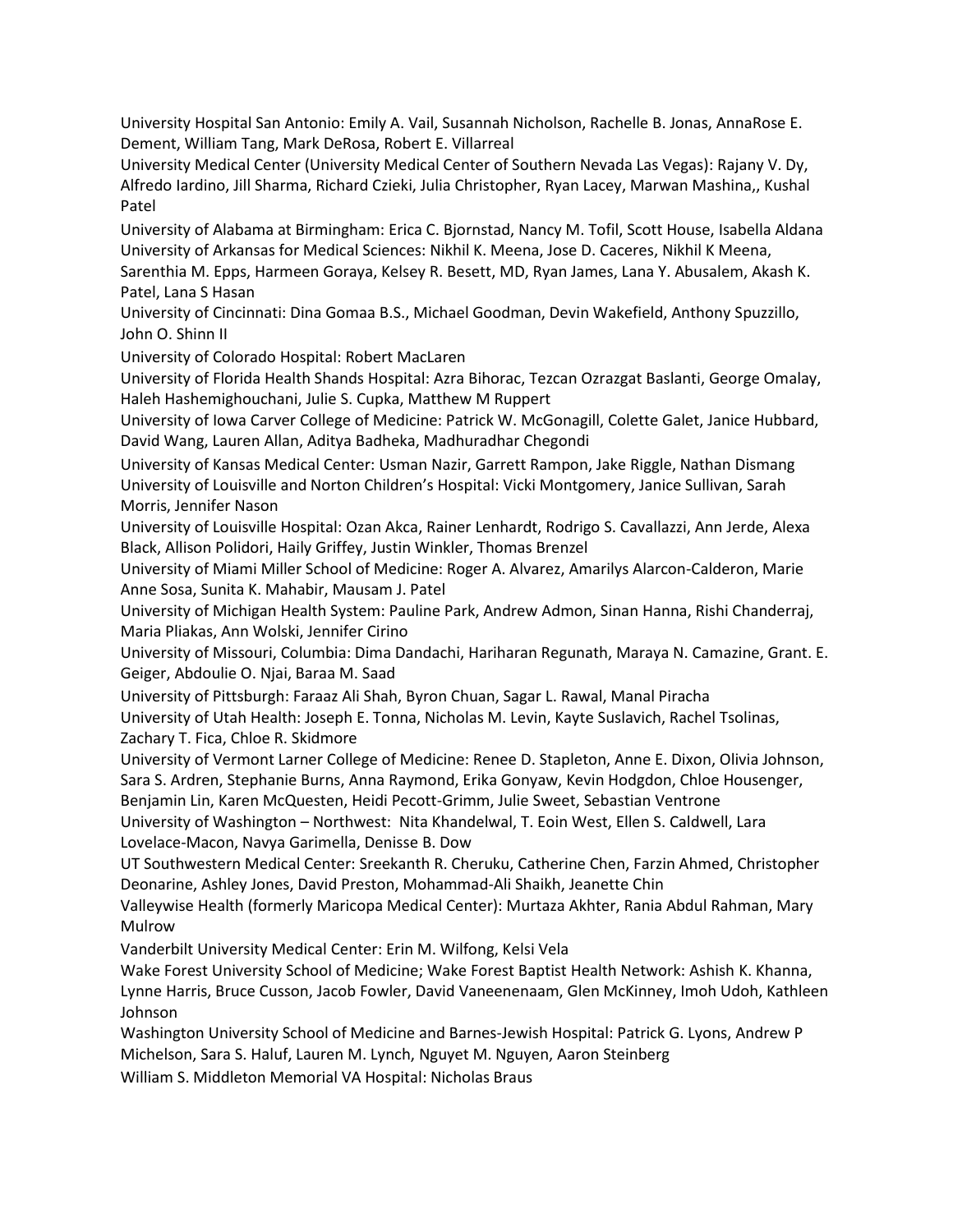University Hospital San Antonio: Emily A. Vail, Susannah Nicholson, Rachelle B. Jonas, AnnaRose E. Dement, William Tang, Mark DeRosa, Robert E. Villarreal

University Medical Center (University Medical Center of Southern Nevada Las Vegas): Rajany V. Dy, Alfredo Iardino, Jill Sharma, Richard Czieki, Julia Christopher, Ryan Lacey, Marwan Mashina,, Kushal Patel

University of Alabama at Birmingham: Erica C. Bjornstad, Nancy M. Tofil, Scott House, Isabella Aldana

University of Arkansas for Medical Sciences: Nikhil K. Meena, Jose D. Caceres, Nikhil K Meena, Sarenthia M. Epps, Harmeen Goraya, Kelsey R. Besett, MD, Ryan James, Lana Y. Abusalem, Akash K. Patel, Lana S Hasan

University of Cincinnati: Dina Gomaa B.S., Michael Goodman, Devin Wakefield, Anthony Spuzzillo, John O. Shinn II

University of Colorado Hospital: Robert MacLaren

University of Florida Health Shands Hospital: Azra Bihorac, Tezcan Ozrazgat Baslanti, George Omalay, Haleh Hashemighouchani, Julie S. Cupka, Matthew M Ruppert

University of Iowa Carver College of Medicine: Patrick W. McGonagill, Colette Galet, Janice Hubbard, David Wang, Lauren Allan, Aditya Badheka, Madhuradhar Chegondi

University of Kansas Medical Center: Usman Nazir, Garrett Rampon, Jake Riggle, Nathan Dismang

University of Louisville and Norton Children's Hospital: Vicki Montgomery, Janice Sullivan, Sarah Morris, Jennifer Nason

University of Louisville Hospital: Ozan Akca, Rainer Lenhardt, Rodrigo S. Cavallazzi, Ann Jerde, Alexa Black, Allison Polidori, Haily Griffey, Justin Winkler, Thomas Brenzel

University of Miami Miller School of Medicine: Roger A. Alvarez, Amarilys Alarcon-Calderon, Marie Anne Sosa, Sunita K. Mahabir, Mausam J. Patel

University of Michigan Health System: Pauline Park, Andrew Admon, Sinan Hanna, Rishi Chanderraj, Maria Pliakas, Ann Wolski, Jennifer Cirino

University of Missouri, Columbia: Dima Dandachi, Hariharan Regunath, Maraya N. Camazine, Grant. E. Geiger, Abdoulie O. Njai, Baraa M. Saad

University of Pittsburgh: Faraaz Ali Shah, Byron Chuan, Sagar L. Rawal, Manal Piracha

University of Utah Health: Joseph E. Tonna, Nicholas M. Levin, Kayte Suslavich, Rachel Tsolinas, Zachary T. Fica, Chloe R. Skidmore

University of Vermont Larner College of Medicine: Renee D. Stapleton, Anne E. Dixon, Olivia Johnson, Sara S. Ardren, Stephanie Burns, Anna Raymond, Erika Gonyaw, Kevin Hodgdon, Chloe Housenger, Benjamin Lin, Karen McQuesten, Heidi Pecott-Grimm, Julie Sweet, Sebastian Ventrone

University of Washington – Northwest: Nita Khandelwal, T. Eoin West, Ellen S. Caldwell, Lara Lovelace-Macon, Navya Garimella, Denisse B. Dow

UT Southwestern Medical Center: Sreekanth R. Cheruku, Catherine Chen, Farzin Ahmed, Christopher Deonarine, Ashley Jones, David Preston, Mohammad-Ali Shaikh, Jeanette Chin

Valleywise Health (formerly Maricopa Medical Center): Murtaza Akhter, Rania Abdul Rahman, Mary Mulrow

Vanderbilt University Medical Center: Erin M. Wilfong, Kelsi Vela

Wake Forest University School of Medicine; Wake Forest Baptist Health Network: Ashish K. Khanna, Lynne Harris, Bruce Cusson, Jacob Fowler, David Vaneenenaam, Glen McKinney, Imoh Udoh, Kathleen Johnson

Washington University School of Medicine and Barnes-Jewish Hospital: Patrick G. Lyons, Andrew P Michelson, Sara S. Haluf, Lauren M. Lynch, Nguyet M. Nguyen, Aaron Steinberg

William S. Middleton Memorial VA Hospital: Nicholas Braus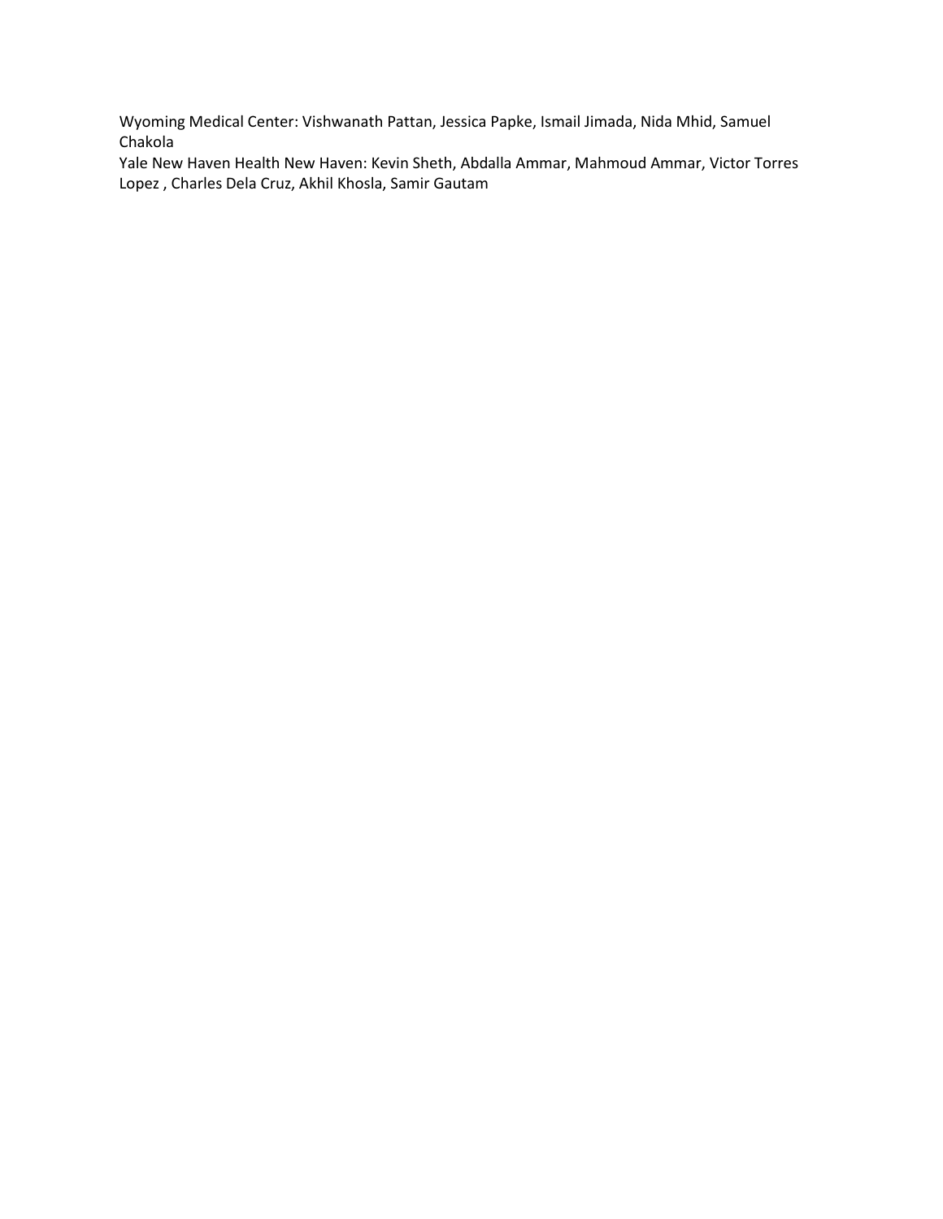Wyoming Medical Center: Vishwanath Pattan, Jessica Papke, Ismail Jimada, Nida Mhid, Samuel Chakola

Yale New Haven Health New Haven: Kevin Sheth, Abdalla Ammar, Mahmoud Ammar, Victor Torres Lopez , Charles Dela Cruz, Akhil Khosla, Samir Gautam